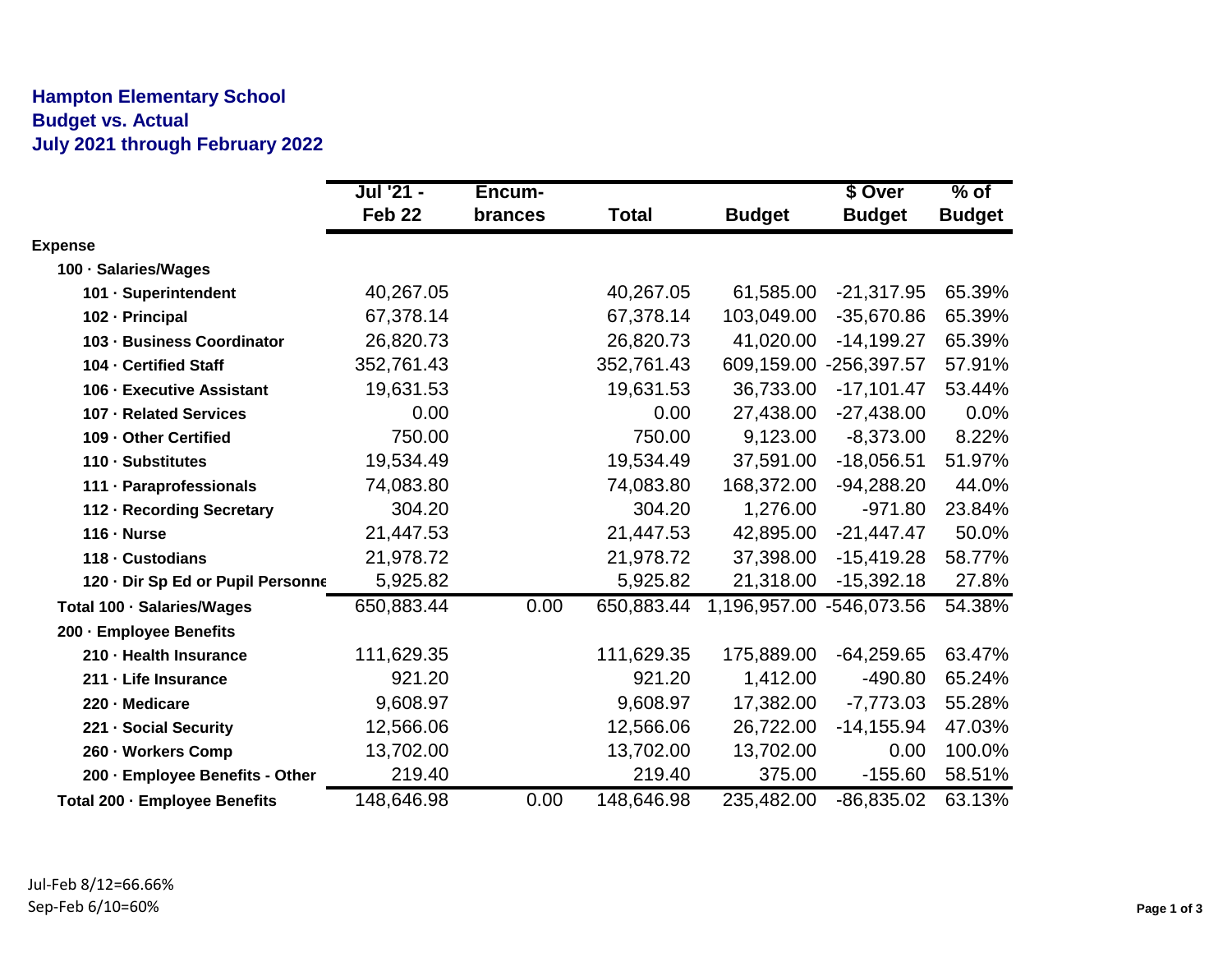**Hampton Elementary School**
**Budget vs. Actual**
**July 2021 through February 2022**

| | Jul '21 - Feb 22 | Encum-brances | Total | Budget | $ Over Budget | % of Budget |
|---|---|---|---|---|---|---|
| **Expense** | | | | | | |
| **100 · Salaries/Wages** | | | | | | |
| **101 · Superintendent** | 40,267.05 | | 40,267.05 | 61,585.00 | -21,317.95 | 65.39% |
| **102 · Principal** | 67,378.14 | | 67,378.14 | 103,049.00 | -35,670.86 | 65.39% |
| **103 · Business Coordinator** | 26,820.73 | | 26,820.73 | 41,020.00 | -14,199.27 | 65.39% |
| **104 · Certified Staff** | 352,761.43 | | 352,761.43 | 609,159.00 | -256,397.57 | 57.91% |
| **106 · Executive Assistant** | 19,631.53 | | 19,631.53 | 36,733.00 | -17,101.47 | 53.44% |
| **107 · Related Services** | 0.00 | | 0.00 | 27,438.00 | -27,438.00 | 0.0% |
| **109 · Other Certified** | 750.00 | | 750.00 | 9,123.00 | -8,373.00 | 8.22% |
| **110 · Substitutes** | 19,534.49 | | 19,534.49 | 37,591.00 | -18,056.51 | 51.97% |
| **111 · Paraprofessionals** | 74,083.80 | | 74,083.80 | 168,372.00 | -94,288.20 | 44.0% |
| **112 · Recording Secretary** | 304.20 | | 304.20 | 1,276.00 | -971.80 | 23.84% |
| **116 · Nurse** | 21,447.53 | | 21,447.53 | 42,895.00 | -21,447.47 | 50.0% |
| **118 · Custodians** | 21,978.72 | | 21,978.72 | 37,398.00 | -15,419.28 | 58.77% |
| **120 · Dir Sp Ed or Pupil Personne** | 5,925.82 | | 5,925.82 | 21,318.00 | -15,392.18 | 27.8% |
| **Total 100 · Salaries/Wages** | 650,883.44 | 0.00 | 650,883.44 | 1,196,957.00 | -546,073.56 | 54.38% |
| **200 · Employee Benefits** | | | | | | |
| **210 · Health Insurance** | 111,629.35 | | 111,629.35 | 175,889.00 | -64,259.65 | 63.47% |
| **211 · Life Insurance** | 921.20 | | 921.20 | 1,412.00 | -490.80 | 65.24% |
| **220 · Medicare** | 9,608.97 | | 9,608.97 | 17,382.00 | -7,773.03 | 55.28% |
| **221 · Social Security** | 12,566.06 | | 12,566.06 | 26,722.00 | -14,155.94 | 47.03% |
| **260 · Workers Comp** | 13,702.00 | | 13,702.00 | 13,702.00 | 0.00 | 100.0% |
| **200 · Employee Benefits - Other** | 219.40 | | 219.40 | 375.00 | -155.60 | 58.51% |
| **Total 200 · Employee Benefits** | 148,646.98 | 0.00 | 148,646.98 | 235,482.00 | -86,835.02 | 63.13% |

Jul-Feb 8/12=66.66%
Sep-Feb 6/10=60%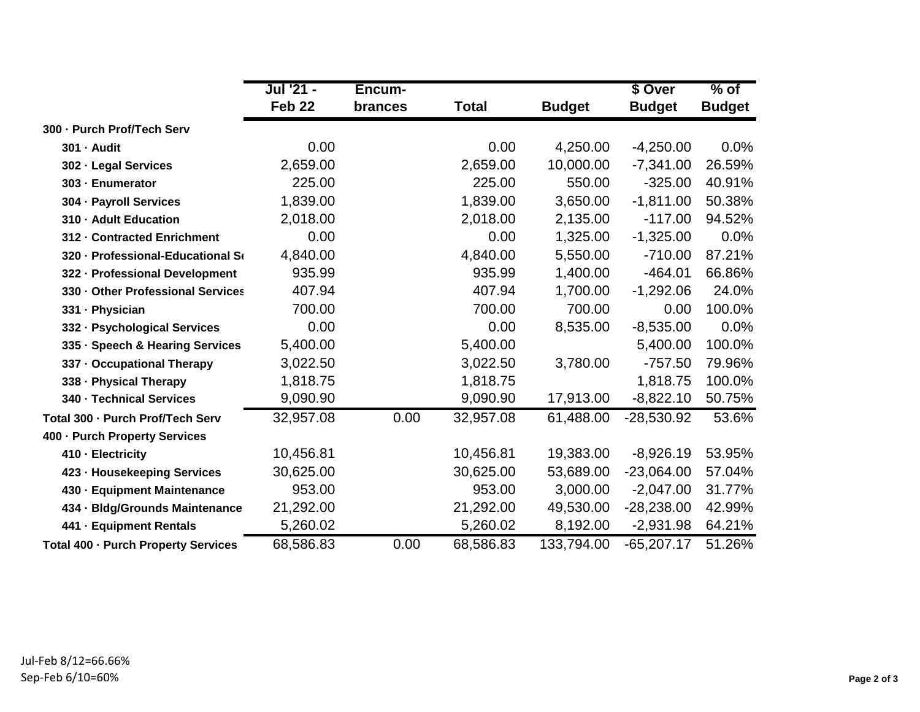| | Jul '21 - Feb 22 | Encum-brances | Total | Budget | $ Over Budget | % of Budget |
|---|---|---|---|---|---|---|
| **300 · Purch Prof/Tech Serv** | | | | | | |
| **301 · Audit** | 0.00 | | 0.00 | 4,250.00 | -4,250.00 | 0.0% |
| **302 · Legal Services** | 2,659.00 | | 2,659.00 | 10,000.00 | -7,341.00 | 26.59% |
| **303 · Enumerator** | 225.00 | | 225.00 | 550.00 | -325.00 | 40.91% |
| **304 · Payroll Services** | 1,839.00 | | 1,839.00 | 3,650.00 | -1,811.00 | 50.38% |
| **310 · Adult Education** | 2,018.00 | | 2,018.00 | 2,135.00 | -117.00 | 94.52% |
| **312 · Contracted Enrichment** | 0.00 | | 0.00 | 1,325.00 | -1,325.00 | 0.0% |
| **320 · Professional-Educational Se** | 4,840.00 | | 4,840.00 | 5,550.00 | -710.00 | 87.21% |
| **322 · Professional Development** | 935.99 | | 935.99 | 1,400.00 | -464.01 | 66.86% |
| **330 · Other Professional Services** | 407.94 | | 407.94 | 1,700.00 | -1,292.06 | 24.0% |
| **331 · Physician** | 700.00 | | 700.00 | 700.00 | 0.00 | 100.0% |
| **332 · Psychological Services** | 0.00 | | 0.00 | 8,535.00 | -8,535.00 | 0.0% |
| **335 · Speech & Hearing Services** | 5,400.00 | | 5,400.00 | | 5,400.00 | 100.0% |
| **337 · Occupational Therapy** | 3,022.50 | | 3,022.50 | 3,780.00 | -757.50 | 79.96% |
| **338 · Physical Therapy** | 1,818.75 | | 1,818.75 | | 1,818.75 | 100.0% |
| **340 · Technical Services** | 9,090.90 | | 9,090.90 | 17,913.00 | -8,822.10 | 50.75% |
| **Total 300 · Purch Prof/Tech Serv** | 32,957.08 | 0.00 | 32,957.08 | 61,488.00 | -28,530.92 | 53.6% |
| **400 · Purch Property Services** | | | | | | |
| **410 · Electricity** | 10,456.81 | | 10,456.81 | 19,383.00 | -8,926.19 | 53.95% |
| **423 · Housekeeping Services** | 30,625.00 | | 30,625.00 | 53,689.00 | -23,064.00 | 57.04% |
| **430 · Equipment Maintenance** | 953.00 | | 953.00 | 3,000.00 | -2,047.00 | 31.77% |
| **434 · Bldg/Grounds Maintenance** | 21,292.00 | | 21,292.00 | 49,530.00 | -28,238.00 | 42.99% |
| **441 · Equipment Rentals** | 5,260.02 | | 5,260.02 | 8,192.00 | -2,931.98 | 64.21% |
| **Total 400 · Purch Property Services** | 68,586.83 | 0.00 | 68,586.83 | 133,794.00 | -65,207.17 | 51.26% |

Jul-Feb 8/12=66.66%
Sep-Feb 6/10=60%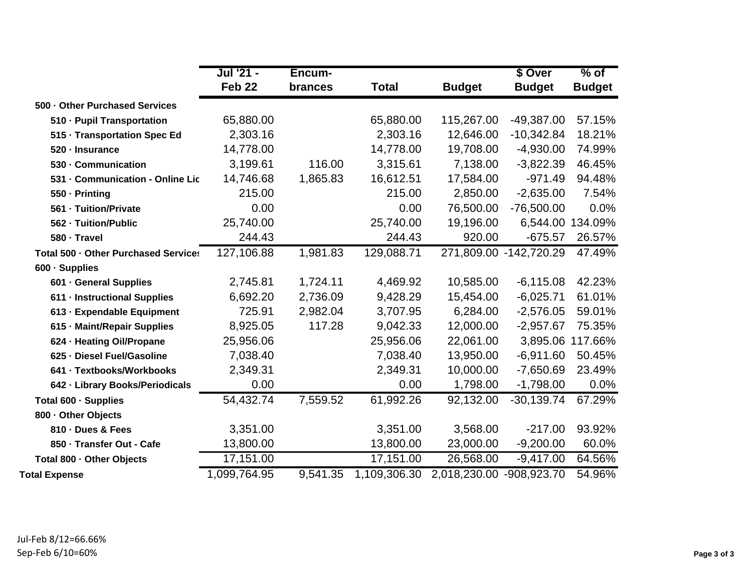| | Jul '21 - Feb 22 | Encum-brances | Total | Budget | $ Over Budget | % of Budget |
|---|---|---|---|---|---|---|
| 500 · Other Purchased Services | | | | | | |
| 510 · Pupil Transportation | 65,880.00 | | 65,880.00 | 115,267.00 | -49,387.00 | 57.15% |
| 515 · Transportation Spec Ed | 2,303.16 | | 2,303.16 | 12,646.00 | -10,342.84 | 18.21% |
| 520 · Insurance | 14,778.00 | | 14,778.00 | 19,708.00 | -4,930.00 | 74.99% |
| 530 · Communication | 3,199.61 | 116.00 | 3,315.61 | 7,138.00 | -3,822.39 | 46.45% |
| 531 · Communication - Online Lic | 14,746.68 | 1,865.83 | 16,612.51 | 17,584.00 | -971.49 | 94.48% |
| 550 · Printing | 215.00 | | 215.00 | 2,850.00 | -2,635.00 | 7.54% |
| 561 · Tuition/Private | 0.00 | | 0.00 | 76,500.00 | -76,500.00 | 0.0% |
| 562 · Tuition/Public | 25,740.00 | | 25,740.00 | 19,196.00 | 6,544.00 | 134.09% |
| 580 · Travel | 244.43 | | 244.43 | 920.00 | -675.57 | 26.57% |
| Total 500 · Other Purchased Services | 127,106.88 | 1,981.83 | 129,088.71 | 271,809.00 | -142,720.29 | 47.49% |
| 600 · Supplies | | | | | | |
| 601 · General Supplies | 2,745.81 | 1,724.11 | 4,469.92 | 10,585.00 | -6,115.08 | 42.23% |
| 611 · Instructional Supplies | 6,692.20 | 2,736.09 | 9,428.29 | 15,454.00 | -6,025.71 | 61.01% |
| 613 · Expendable Equipment | 725.91 | 2,982.04 | 3,707.95 | 6,284.00 | -2,576.05 | 59.01% |
| 615 · Maint/Repair Supplies | 8,925.05 | 117.28 | 9,042.33 | 12,000.00 | -2,957.67 | 75.35% |
| 624 · Heating Oil/Propane | 25,956.06 | | 25,956.06 | 22,061.00 | 3,895.06 | 117.66% |
| 625 · Diesel Fuel/Gasoline | 7,038.40 | | 7,038.40 | 13,950.00 | -6,911.60 | 50.45% |
| 641 · Textbooks/Workbooks | 2,349.31 | | 2,349.31 | 10,000.00 | -7,650.69 | 23.49% |
| 642 · Library Books/Periodicals | 0.00 | | 0.00 | 1,798.00 | -1,798.00 | 0.0% |
| Total 600 · Supplies | 54,432.74 | 7,559.52 | 61,992.26 | 92,132.00 | -30,139.74 | 67.29% |
| 800 · Other Objects | | | | | | |
| 810 · Dues & Fees | 3,351.00 | | 3,351.00 | 3,568.00 | -217.00 | 93.92% |
| 850 · Transfer Out - Cafe | 13,800.00 | | 13,800.00 | 23,000.00 | -9,200.00 | 60.0% |
| Total 800 · Other Objects | 17,151.00 | | 17,151.00 | 26,568.00 | -9,417.00 | 64.56% |
| Total Expense | 1,099,764.95 | 9,541.35 | 1,109,306.30 | 2,018,230.00 | -908,923.70 | 54.96% |

Jul-Feb 8/12=66.66%
Sep-Feb 6/10=60%